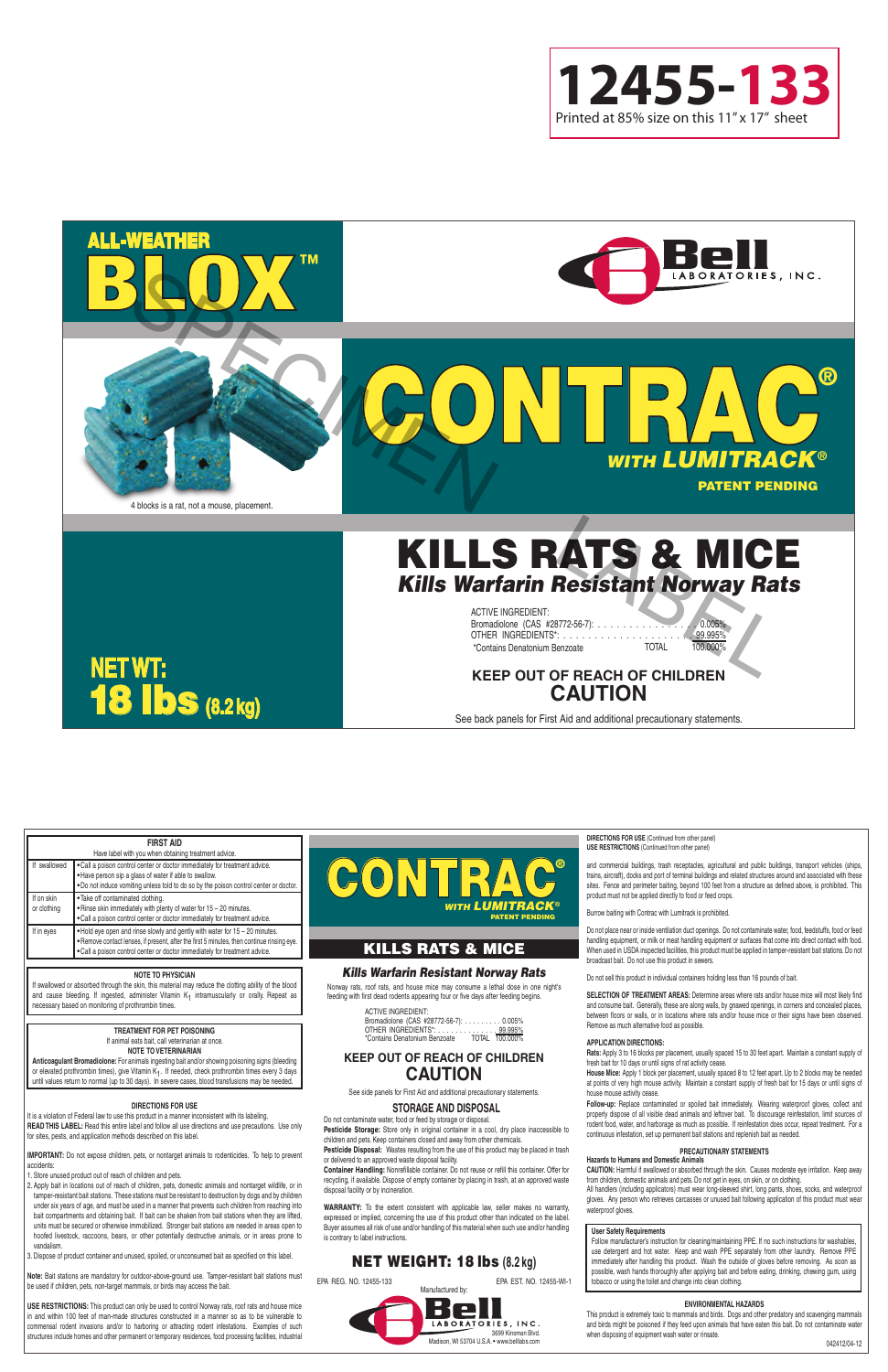# 12455-133

Printed at 85% size on this 11" x 17" sheet

ALL-WEATHER **BLOX**™

SPECIMEN LABEL

**Bell** LABORATORIES, INC.

# CONTRAC®

*WITH LUMITRACK®*

PATENT PENDING

4 blocks is a rat, not a mouse, placement.

# KILLS RATS & MICE

## *Kills Warfarin Resistant Norway Rats*

ACTIVE INGREDIENT:
Bromadiolone (CAS #28772-56-7): . . . . . . . . . . . . . . . . 0.005%
OTHER INGREDIENTS*: . . . . . . . . . . . . . . . . . . . . . . 99.995%
*Contains Denatonium Benzoate TOTAL 100.000%

**NET WT: 18 lbs (8.2 kg)**

**KEEP OUT OF REACH OF CHILDREN**
**CAUTION**

See back panels for First Aid and additional precautionary statements.

---

| FIRST AID | |
|---|---|
| Have label with you when obtaining treatment advice. | |
| If swallowed | • Call a poison control center or doctor immediately for treatment advice. • Have person sip a glass of water if able to swallow. • Do not induce vomiting unless told to do so by the poison control center or doctor. |
| If on skin or clothing | • Take off contaminated clothing. • Rinse skin immediately with plenty of water for 15 – 20 minutes. • Call a poison control center or doctor immediately for treatment advice. |
| If in eyes | • Hold eye open and rinse slowly and gently with water for 15 – 20 minutes. • Remove contact lenses, if present, after the first 5 minutes, then continue rinsing eye. • Call a poison control center or doctor immediately for treatment advice. |

**NOTE TO PHYSICIAN**

If swallowed or absorbed through the skin, this material may reduce the clotting ability of the blood and cause bleeding. If ingested, administer Vitamin $K_1$ intramuscularly or orally. Repeat as necessary based on monitoring of prothrombin times.

**TREATMENT FOR PET POISONING**

If animal eats bait, call veterinarian at once.

**NOTE TO VETERINARIAN**

**Anticoagulant Bromadiolone:** For animals ingesting bait and/or showing poisoning signs (bleeding or elevated prothrombin times), give Vitamin $K_1$. If needed, check prothrombin times every 3 days until values return to normal (up to 30 days). In severe cases, blood transfusions may be needed.

**DIRECTIONS FOR USE**

It is a violation of Federal law to use this product in a manner inconsistent with its labeling.

**READ THIS LABEL:** Read this entire label and follow all use directions and use precautions. Use only for sites, pests, and application methods described on this label.

**IMPORTANT:** Do not expose children, pets, or nontarget animals to rodenticides. To help to prevent accidents:

1. Store unused product out of reach of children and pets.
2. Apply bait in locations out of reach of children, pets, domestic animals and nontarget wildlife, or in tamper-resistant bait stations. These stations must be resistant to destruction by dogs and by children under six years of age, and must be used in a manner that prevents such children from reaching into bait compartments and obtaining bait. If bait can be shaken from bait stations when they are lifted, units must be secured or otherwise immobilized. Stronger bait stations are needed in areas open to hoofed livestock, raccoons, bears, or other potentially destructive animals, or in areas prone to vandalism.
3. Dispose of product container and unused, spoiled, or unconsumed bait as specified on this label.

**Note:** Bait stations are mandatory for outdoor-above-ground use. Tamper-resistant bait stations must be used if children, pets, non-target mammals, or birds may access the bait.

**USE RESTRICTIONS:** This product can only be used to control Norway rats, roof rats and house mice in and within 100 feet of man-made structures constructed in a manner so as to be vulnerable to commensal rodent invasions and/or to harboring or attracting rodent infestations. Examples of such structures include homes and other permanent or temporary residences, food processing facilities, industrial

---

# CONTRAC®

*WITH LUMITRACK®*

PATENT PENDING

## KILLS RATS & MICE

### *Kills Warfarin Resistant Norway Rats*

Norway rats, roof rats, and house mice may consume a lethal dose in one night's feeding with first dead rodents appearing four or five days after feeding begins.

ACTIVE INGREDIENT:
Bromadiolone (CAS #28772-56-7): . . . . . . . . . 0.005%
OTHER INGREDIENTS*: . . . . . . . . . . . . . . 99.995%
*Contains Denatonium Benzoate TOTAL 100.000%

**KEEP OUT OF REACH OF CHILDREN**
**CAUTION**

See side panels for First Aid and additional precautionary statements.

**STORAGE AND DISPOSAL**

Do not contaminate water, food or feed by storage or disposal.

**Pesticide Storage:** Store only in original container in a cool, dry place inaccessible to children and pets. Keep containers closed and away from other chemicals.

**Pesticide Disposal:** Wastes resulting from the use of this product may be placed in trash or delivered to an approved waste disposal facility.

**Container Handling:** Nonrefillable container. Do not reuse or refill this container. Offer for recycling, if available. Dispose of empty container by placing in trash, at an approved waste disposal facility or by incineration.

**WARRANTY:** To the extent consistent with applicable law, seller makes no warranty, expressed or implied, concerning the use of this product other than indicated on the label. Buyer assumes all risk of use and/or handling of this material when such use and/or handling is contrary to label instructions.

**NET WEIGHT: 18 lbs (8.2 kg)**

EPA REG. NO. 12455-133 EPA EST. NO. 12455-WI-1

Manufactured by:
**Bell** LABORATORIES, INC.
3699 Kinsman Blvd.
Madison, WI 53704 U.S.A. • www.belllabs.com

---

**DIRECTIONS FOR USE** (Continued from other panel)
**USE RESTRICTIONS** (Continued from other panel)

and commercial buildings, trash receptacles, agricultural and public buildings, transport vehicles (ships, trains, aircraft), docks and port of terminal buildings and related structures around and associated with these sites. Fence and perimeter baiting, beyond 100 feet from a structure as defined above, is prohibited. This product must not be applied directly to food or feed crops.

Burrow baiting with Contrac with Lumitrack is prohibited.

Do not place near or inside ventilation duct openings. Do not contaminate water, food, feedstuffs, food or feed handling equipment, or milk or meat handling equipment or surfaces that come into direct contact with food. When used in USDA inspected facilities, this product must be applied in tamper-resistant bait stations. Do not broadcast bait. Do not use this product in sewers.

Do not sell this product in individual containers holding less than 16 pounds of bait.

**SELECTION OF TREATMENT AREAS:** Determine areas where rats and/or house mice will most likely find and consume bait. Generally, these are along walls, by gnawed openings, in corners and concealed places, between floors or walls, or in locations where rats and/or house mice or their signs have been observed. Remove as much alternative food as possible.

**APPLICATION DIRECTIONS:**

**Rats:** Apply 3 to 16 blocks per placement, usually spaced 15 to 30 feet apart. Maintain a constant supply of fresh bait for 10 days or until signs of rat activity cease.

**House Mice:** Apply 1 block per placement, usually spaced 8 to 12 feet apart. Up to 2 blocks may be needed at points of very high mouse activity. Maintain a constant supply of fresh bait for 15 days or until signs of house mouse activity cease.

**Follow-up:** Replace contaminated or spoiled bait immediately. Wearing waterproof gloves, collect and properly dispose of all visible dead animals and leftover bait. To discourage reinfestation, limit sources of rodent food, water, and harborage as much as possible. If reinfestation does occur, repeat treatment. For a continuous infestation, set up permanent bait stations and replenish bait as needed.

**PRECAUTIONARY STATEMENTS**

**Hazards to Humans and Domestic Animals**

**CAUTION:** Harmful if swallowed or absorbed through the skin. Causes moderate eye irritation. Keep away from children, domestic animals and pets. Do not get in eyes, on skin, or on clothing.

All handlers (including applicators) must wear long-sleeved shirt, long pants, shoes, socks, and waterproof gloves. Any person who retrieves carcasses or unused bait following application of this product must wear waterproof gloves.

**User Safety Requirements**

Follow manufacturer's instruction for cleaning/maintaining PPE. If no such instructions for washables, use detergent and hot water. Keep and wash PPE separately from other laundry. Remove PPE immediately after handling this product. Wash the outside of gloves before removing. As soon as possible, wash hands thoroughly after applying bait and before eating, drinking, chewing gum, using tobacco or using the toilet and change into clean clothing.

**ENVIRONMENTAL HAZARDS**

This product is extremely toxic to mammals and birds. Dogs and other predatory and scavenging mammals and birds might be poisoned if they feed upon animals that have eaten this bait. Do not contaminate water when disposing of equipment wash water or rinsate.

042412/04-12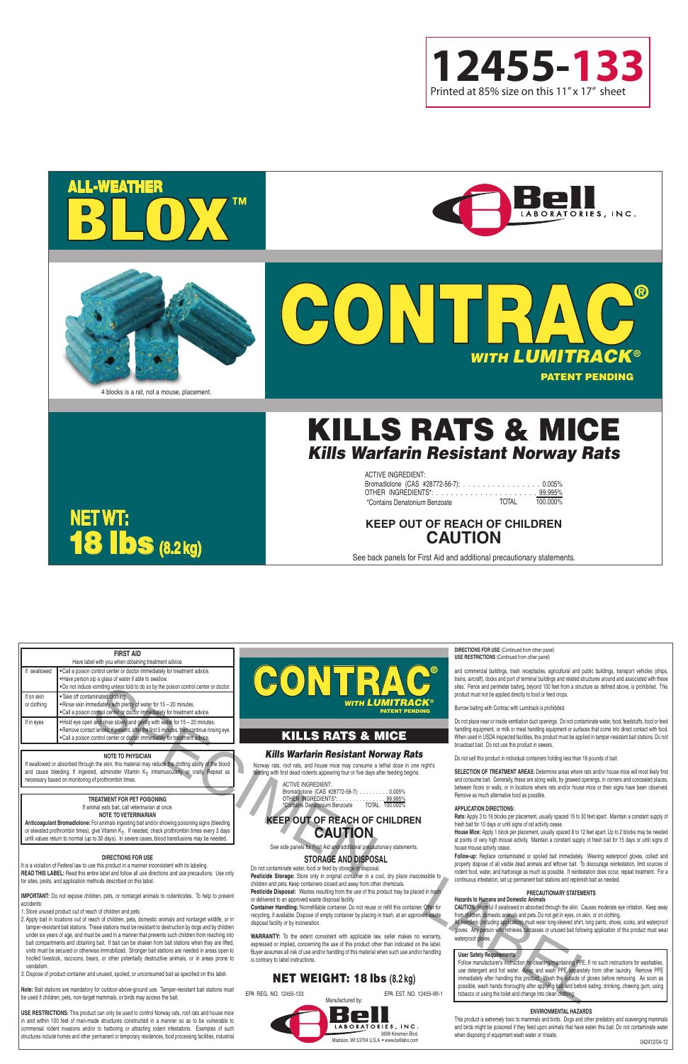# 12455-133

Printed at 85% size on this 11" x 17" sheet

## ALL-WEATHER BLOX™

Bell LABORATORIES, INC.

# CONTRAC®

*WITH LUMITRACK®*

PATENT PENDING

4 blocks is a rat, not a mouse, placement.

# KILLS RATS & MICE

## *Kills Warfarin Resistant Norway Rats*

| | | |
|---|---|---|
| ACTIVE INGREDIENT: | | |
| Bromadiolone (CAS #28772-56-7): | | 0.005% |
| OTHER INGREDIENTS*: | | 99.995% |
| *Contains Denatonium Benzoate | TOTAL | 100.000% |

**NET WT: 18 lbs (8.2 kg)**

**KEEP OUT OF REACH OF CHILDREN**

**CAUTION**

See back panels for First Aid and additional precautionary statements.

---

### FIRST AID

Have label with you when obtaining treatment advice.

| | |
|---|---|
| If swallowed | •Call a poison control center or doctor immediately for treatment advice. •Have person sip a glass of water if able to swallow. •Do not induce vomiting unless told to do so by the poison control center or doctor. |
| If on skin or clothing | •Take off contaminated clothing. •Rinse skin immediately with plenty of water for 15 – 20 minutes. •Call a poison control center or doctor immediately for treatment advice. |
| If in eyes | •Hold eye open and rinse slowly and gently with water for 15 – 20 minutes. •Remove contact lenses, if present, after the first 5 minutes, then continue rinsing eye. •Call a poison control center or doctor immediately for treatment advice. |

### NOTE TO PHYSICIAN

If swallowed or absorbed through the skin, this material may reduce the clotting ability of the blood and cause bleeding. If ingested, administer Vitamin $K_1$ intramuscularly or orally. Repeat as necessary based on monitoring of prothrombin times.

### TREATMENT FOR PET POISONING

If animal eats bait, call veterinarian at once.

**NOTE TO VETERINARIAN**

**Anticoagulant Bromadiolone:** For animals ingesting bait and/or showing poisoning signs (bleeding or elevated prothrombin times), give Vitamin $K_1$. If needed, check prothrombin times every 3 days until values return to normal (up to 30 days). In severe cases, blood transfusions may be needed.

### DIRECTIONS FOR USE

It is a violation of Federal law to use this product in a manner inconsistent with its labeling.

**READ THIS LABEL:** Read this entire label and follow all use directions and use precautions. Use only for sites, pests, and application methods described on this label.

**IMPORTANT:** Do not expose children, pets, or nontarget animals to rodenticides. To help to prevent accidents:

1. Store unused product out of reach of children and pets.
2. Apply bait in locations out of reach of children, pets, domestic animals and nontarget wildlife, or in tamper-resistant bait stations. These stations must be resistant to destruction by dogs and by children under six years of age, and must be used in a manner that prevents such children from reaching into bait compartments and obtaining bait. If bait can be shaken from bait stations when they are lifted, units must be secured or otherwise immobilized. Stronger bait stations are needed in areas open to hoofed livestock, raccoons, bears, or other potentially destructive animals, or in areas prone to vandalism.
3. Dispose of product container and unused, spoiled, or unconsumed bait as specified on this label.

**Note:** Bait stations are mandatory for outdoor-above-ground use. Tamper-resistant bait stations must be used if children, pets, non-target mammals, or birds may access the bait.

**USE RESTRICTIONS:** This product can only be used to control Norway rats, roof rats and house mice in and within 100 feet of man-made structures constructed in a manner so as to be vulnerable to commensal rodent invasions and/or to harboring or attracting rodent infestations. Examples of such structures include homes and other permanent or temporary residences, food processing facilities, industrial

---

# CONTRAC®

*WITH LUMITRACK®*

PATENT PENDING

## KILLS RATS & MICE

### *Kills Warfarin Resistant Norway Rats*

Norway rats, roof rats, and house mice may consume a lethal dose in one night's feeding with first dead rodents appearing four or five days after feeding begins.

| | | |
|---|---|---|
| ACTIVE INGREDIENT: | | |
| Bromadiolone (CAS #28772-56-7): | | 0.005% |
| OTHER INGREDIENTS*: | | 99.995% |
| *Contains Denatonium Benzoate | TOTAL | 100.000% |

**KEEP OUT OF REACH OF CHILDREN**

**CAUTION**

See side panels for First Aid and additional precautionary statements.

### STORAGE AND DISPOSAL

Do not contaminate water, food or feed by storage or disposal.

**Pesticide Storage:** Store only in original container in a cool, dry place inaccessible to children and pets. Keep containers closed and away from other chemicals.

**Pesticide Disposal:** Wastes resulting from the use of this product may be placed in trash or delivered to an approved waste disposal facility.

**Container Handling:** Nonrefillable container. Do not reuse or refill this container. Offer for recycling, if available. Dispose of empty container by placing in trash, at an approved waste disposal facility or by incineration.

**WARRANTY:** To the extent consistent with applicable law, seller makes no warranty, expressed or implied, concerning the use of this product other than indicated on the label. Buyer assumes all risk of use and/or handling of this material when such use and/or handling is contrary to label instructions.

**NET WEIGHT: 18 lbs (8.2 kg)**

EPA REG. NO. 12455-133 EPA EST. NO. 12455-WI-1

Manufactured by:

Bell LABORATORIES, INC.
3699 Kinsman Blvd.
Madison, WI 53704 U.S.A. • www.belllabs.com

---

**DIRECTIONS FOR USE** (Continued from other panel)
**USE RESTRICTIONS** (Continued from other panel)

and commercial buildings, trash receptacles, agricultural and public buildings, transport vehicles (ships, trains, aircraft), docks and port of terminal buildings and related structures around and associated with these sites. Fence and perimeter baiting, beyond 100 feet from a structure as defined above, is prohibited. This product must not be applied directly to food or feed crops.

Burrow baiting with Contrac with Lumitrack is prohibited.

Do not place near or inside ventilation duct openings. Do not contaminate water, food, feedstuffs, food or feed handling equipment, or milk or meat handling equipment or surfaces that come into direct contact with food. When used in USDA inspected facilities, this product must be applied in tamper-resistant bait stations. Do not broadcast bait. Do not use this product in sewers.

Do not sell this product in individual containers holding less than 16 pounds of bait.

**SELECTION OF TREATMENT AREAS:** Determine areas where rats and/or house mice will most likely find and consume bait. Generally, these are along walls, by gnawed openings, in corners and concealed places, between floors or walls, or in locations where rats and/or house mice or their signs have been observed. Remove as much alternative food as possible.

**APPLICATION DIRECTIONS:**

**Rats:** Apply 3 to 16 blocks per placement, usually spaced 15 to 30 feet apart. Maintain a constant supply of fresh bait for 10 days or until signs of rat activity cease.

**House Mice:** Apply 1 block per placement, usually spaced 8 to 12 feet apart. Up to 2 blocks may be needed at points of very high mouse activity. Maintain a constant supply of fresh bait for 15 days or until signs of house mouse activity cease.

**Follow-up:** Replace contaminated or spoiled bait immediately. Wearing waterproof gloves, collect and properly dispose of all visible dead animals and leftover bait. To discourage reinfestation, limit sources of rodent food, water, and harborage as much as possible. If reinfestation does occur, repeat treatment. For a continuous infestation, set up permanent bait stations and replenish bait as needed.

### PRECAUTIONARY STATEMENTS

**Hazards to Humans and Domestic Animals**

**CAUTION:** Harmful if swallowed or absorbed through the skin. Causes moderate eye irritation. Keep away from children, domestic animals and pets. Do not get in eyes, on skin, or on clothing.

All handlers (including applicators) must wear long-sleeved shirt, long pants, shoes, socks, and waterproof gloves. Any person who retrieves carcasses or unused bait following application of this product must wear waterproof gloves.

**User Safety Requirements**

Follow manufacturer's instruction for cleaning/maintaining PPE. If no such instructions for washables, use detergent and hot water. Keep and wash PPE separately from other laundry. Remove PPE immediately after handling this product. Wash the outside of gloves before removing. As soon as possible, wash hands thoroughly after applying bait and before eating, drinking, chewing gum, using tobacco or using the toilet and change into clean clothing.

### ENVIRONMENTAL HAZARDS

This product is extremely toxic to mammals and birds. Dogs and other predatory and scavenging mammals and birds might be poisoned if they feed upon animals that have eaten this bait. Do not contaminate water when disposing of equipment wash water or rinsate.

042412/04-12